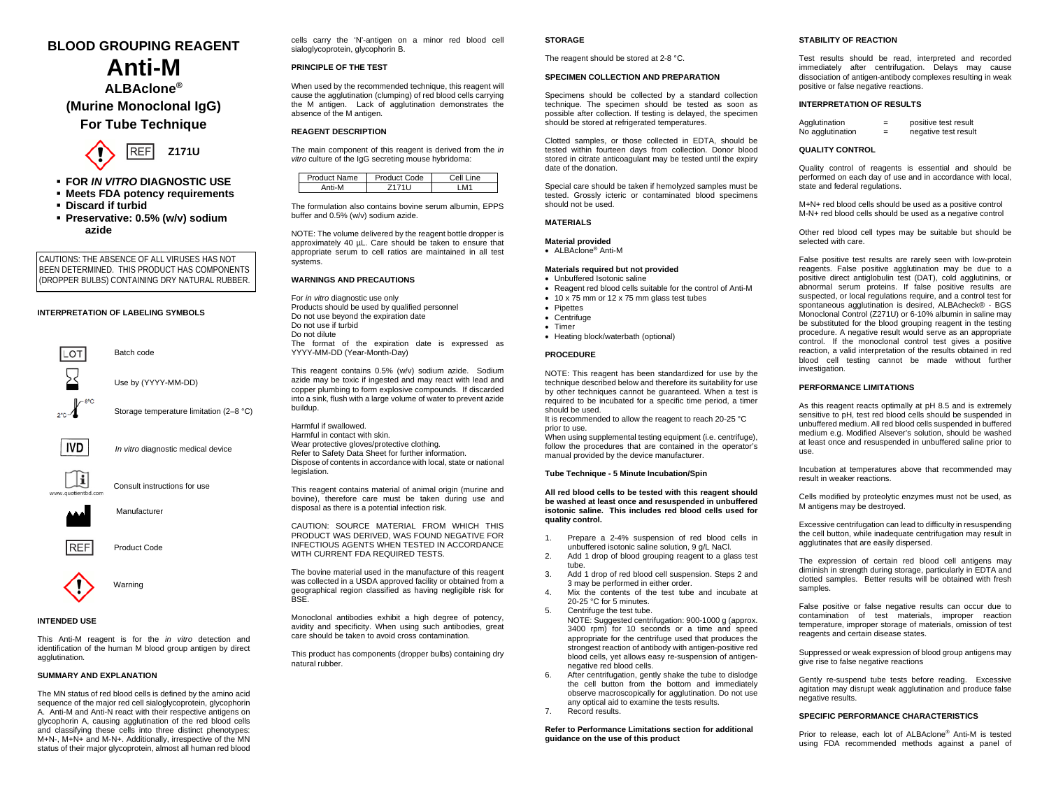# BLOOD GROUPING REAGENT

# Anti-M

## ALBAclone®

## (Murine Monoclonal IgG)

## For Tube Technique

REF **Z171U**

- **FOR *IN VITRO* DIAGNOSTIC USE**
- **Meets FDA potency requirements**
- **Discard if turbid**
- **Preservative: 0.5% (w/v) sodium azide**

CAUTIONS: THE ABSENCE OF ALL VIRUSES HAS NOT BEEN DETERMINED. THIS PRODUCT HAS COMPONENTS (DROPPER BULBS) CONTAINING DRY NATURAL RUBBER.

### INTERPRETATION OF LABELING SYMBOLS

| Symbol | Meaning |
|---|---|
| LOT | Batch code |
| | Use by (YYYY-MM-DD) |
| 2°C–8°C | Storage temperature limitation (2–8 °C) |
| IVD | *In vitro* diagnostic medical device |
| www.quotientbd.com | Consult instructions for use |
| | Manufacturer |
| REF | Product Code |
| | Warning |

### INTENDED USE

This Anti-M reagent is for the *in vitro* detection and identification of the human M blood group antigen by direct agglutination.

### SUMMARY AND EXPLANATION

The MN status of red blood cells is defined by the amino acid sequence of the major red cell sialoglycoprotein, glycophorin A. Anti-M and Anti-N react with their respective antigens on glycophorin A, causing agglutination of the red blood cells and classifying these cells into three distinct phenotypes: M+N-, M+N+ and M-N+. Additionally, irrespective of the MN status of their major glycoprotein, almost all human red blood cells carry the 'N'-antigen on a minor red blood cell sialoglycoprotein, glycophorin B.

### PRINCIPLE OF THE TEST

When used by the recommended technique, this reagent will cause the agglutination (clumping) of red blood cells carrying the M antigen. Lack of agglutination demonstrates the absence of the M antigen.

### REAGENT DESCRIPTION

The main component of this reagent is derived from the *in vitro* culture of the IgG secreting mouse hybridoma:

| Product Name | Product Code | Cell Line |
|---|---|---|
| Anti-M | Z171U | LM1 |

The formulation also contains bovine serum albumin, EPPS buffer and 0.5% (w/v) sodium azide.

NOTE: The volume delivered by the reagent bottle dropper is approximately 40 µL. Care should be taken to ensure that appropriate serum to cell ratios are maintained in all test systems.

### WARNINGS AND PRECAUTIONS

For *in vitro* diagnostic use only
Products should be used by qualified personnel
Do not use beyond the expiration date
Do not use if turbid
Do not dilute
The format of the expiration date is expressed as YYYY-MM-DD (Year-Month-Day)

This reagent contains 0.5% (w/v) sodium azide. Sodium azide may be toxic if ingested and may react with lead and copper plumbing to form explosive compounds. If discarded into a sink, flush with a large volume of water to prevent azide buildup.

Harmful if swallowed.
Harmful in contact with skin.
Wear protective gloves/protective clothing.
Refer to Safety Data Sheet for further information.
Dispose of contents in accordance with local, state or national legislation.

This reagent contains material of animal origin (murine and bovine), therefore care must be taken during use and disposal as there is a potential infection risk.

CAUTION: SOURCE MATERIAL FROM WHICH THIS PRODUCT WAS DERIVED, WAS FOUND NEGATIVE FOR INFECTIOUS AGENTS WHEN TESTED IN ACCORDANCE WITH CURRENT FDA REQUIRED TESTS.

The bovine material used in the manufacture of this reagent was collected in a USDA approved facility or obtained from a geographical region classified as having negligible risk for BSE.

Monoclonal antibodies exhibit a high degree of potency, avidity and specificity. When using such antibodies, great care should be taken to avoid cross contamination.

This product has components (dropper bulbs) containing dry natural rubber.

### STORAGE

The reagent should be stored at 2-8 °C.

### SPECIMEN COLLECTION AND PREPARATION

Specimens should be collected by a standard collection technique. The specimen should be tested as soon as possible after collection. If testing is delayed, the specimen should be stored at refrigerated temperatures.

Clotted samples, or those collected in EDTA, should be tested within fourteen days from collection. Donor blood stored in citrate anticoagulant may be tested until the expiry date of the donation.

Special care should be taken if hemolyzed samples must be tested. Grossly icteric or contaminated blood specimens should not be used.

### MATERIALS

**Material provided**

- ALBAclone® Anti-M

**Materials required but not provided**

- Unbuffered Isotonic saline
- Reagent red blood cells suitable for the control of Anti-M
- 10 x 75 mm or 12 x 75 mm glass test tubes
- Pipettes
- Centrifuge
- Timer
- Heating block/waterbath (optional)

### PROCEDURE

NOTE: This reagent has been standardized for use by the technique described below and therefore its suitability for use by other techniques cannot be guaranteed. When a test is required to be incubated for a specific time period, a timer should be used.
It is recommended to allow the reagent to reach 20-25 °C prior to use.
When using supplemental testing equipment (i.e. centrifuge), follow the procedures that are contained in the operator's manual provided by the device manufacturer.

**Tube Technique - 5 Minute Incubation/Spin**

**All red blood cells to be tested with this reagent should be washed at least once and resuspended in unbuffered isotonic saline. This includes red blood cells used for quality control.**

1. Prepare a 2-4% suspension of red blood cells in unbuffered isotonic saline solution, 9 g/L NaCl.
2. Add 1 drop of blood grouping reagent to a glass test tube.
3. Add 1 drop of red blood cell suspension. Steps 2 and 3 may be performed in either order.
4. Mix the contents of the test tube and incubate at 20-25 °C for 5 minutes.
5. Centrifuge the test tube.
   NOTE: Suggested centrifugation: 900-1000 g (approx. 3400 rpm) for 10 seconds or a time and speed appropriate for the centrifuge used that produces the strongest reaction of antibody with antigen-positive red blood cells, yet allows easy re-suspension of antigen-negative red blood cells.
6. After centrifugation, gently shake the tube to dislodge the cell button from the bottom and immediately observe macroscopically for agglutination. Do not use any optical aid to examine the tests results.
7. Record results.

**Refer to Performance Limitations section for additional guidance on the use of this product**

### STABILITY OF REACTION

Test results should be read, interpreted and recorded immediately after centrifugation. Delays may cause dissociation of antigen-antibody complexes resulting in weak positive or false negative reactions.

### INTERPRETATION OF RESULTS

| | | |
|---|---|---|
| Agglutination | = | positive test result |
| No agglutination | = | negative test result |

### QUALITY CONTROL

Quality control of reagents is essential and should be performed on each day of use and in accordance with local, state and federal regulations.

M+N+ red blood cells should be used as a positive control
M-N+ red blood cells should be used as a negative control

Other red blood cell types may be suitable but should be selected with care.

False positive test results are rarely seen with low-protein reagents. False positive agglutination may be due to a positive direct antiglobulin test (DAT), cold agglutinins, or abnormal serum proteins. If false positive results are suspected, or local regulations require, and a control test for spontaneous agglutination is desired, ALBAcheck® - BGS Monoclonal Control (Z271U) or 6-10% albumin in saline may be substituted for the blood grouping reagent in the testing procedure. A negative result would serve as an appropriate control. If the monoclonal control test gives a positive reaction, a valid interpretation of the results obtained in red blood cell testing cannot be made without further investigation.

### PERFORMANCE LIMITATIONS

As this reagent reacts optimally at pH 8.5 and is extremely sensitive to pH, test red blood cells should be suspended in unbuffered medium. All red blood cells suspended in buffered medium e.g. Modified Alsever's solution, should be washed at least once and resuspended in unbuffered saline prior to use.

Incubation at temperatures above that recommended may result in weaker reactions.

Cells modified by proteolytic enzymes must not be used, as M antigens may be destroyed.

Excessive centrifugation can lead to difficulty in resuspending the cell button, while inadequate centrifugation may result in agglutinates that are easily dispersed.

The expression of certain red blood cell antigens may diminish in strength during storage, particularly in EDTA and clotted samples. Better results will be obtained with fresh samples.

False positive or false negative results can occur due to contamination of test materials, improper reaction temperature, improper storage of materials, omission of test reagents and certain disease states.

Suppressed or weak expression of blood group antigens may give rise to false negative reactions

Gently re-suspend tube tests before reading. Excessive agitation may disrupt weak agglutination and produce false negative results.

### SPECIFIC PERFORMANCE CHARACTERISTICS

Prior to release, each lot of ALBAclone® Anti-M is tested using FDA recommended methods against a panel of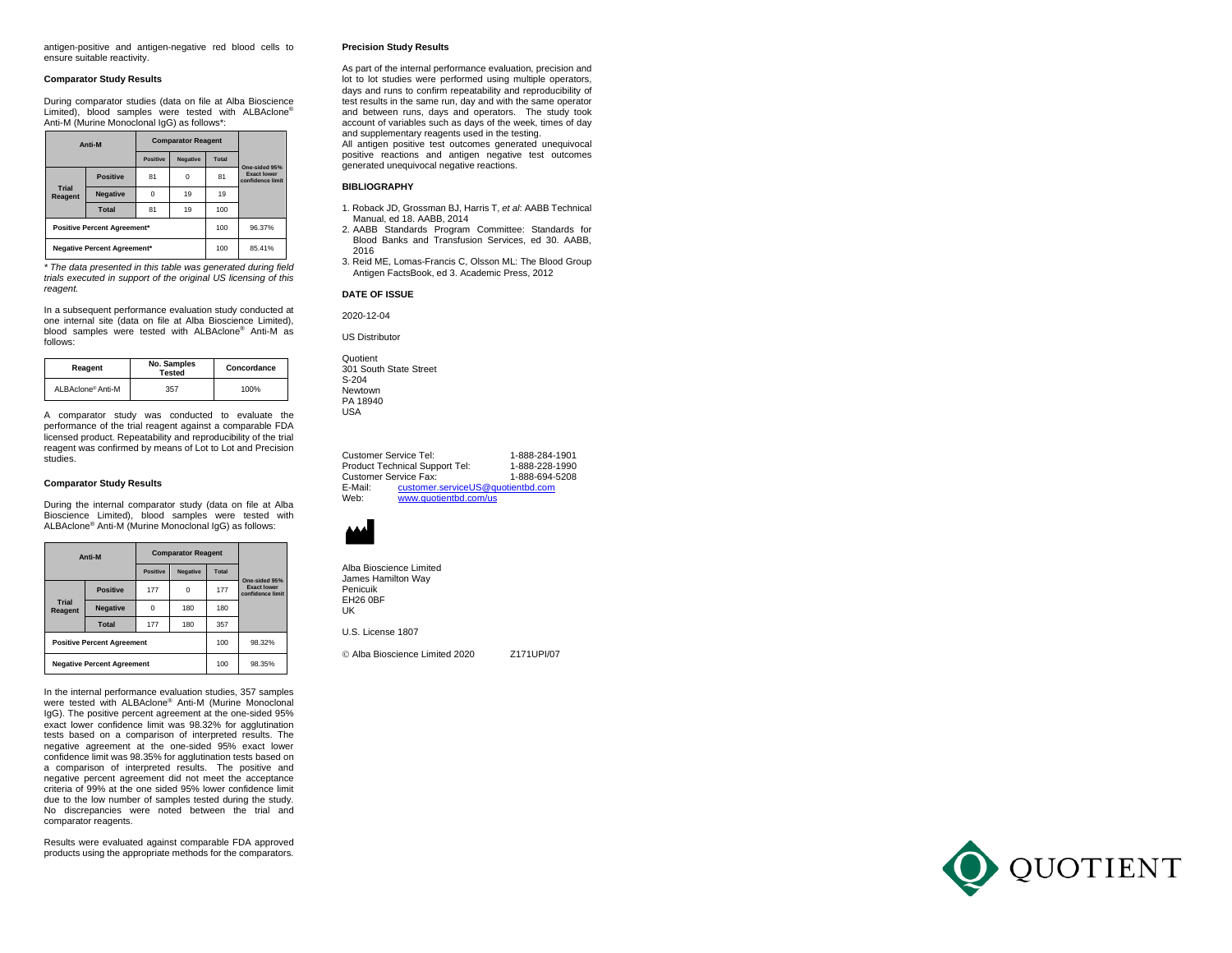antigen-positive and antigen-negative red blood cells to ensure suitable reactivity.

### Comparator Study Results

During comparator studies (data on file at Alba Bioscience Limited), blood samples were tested with ALBAclone® Anti-M (Murine Monoclonal IgG) as follows*:

| Anti-M | | Comparator Reagent | | | One-sided 95% Exact lower confidence limit |
|---|---|---|---|---|---|
| | | Positive | Negative | Total | |
| Trial Reagent | Positive | 81 | 0 | 81 | |
| | Negative | 0 | 19 | 19 | |
| | Total | 81 | 19 | 100 | |
| Positive Percent Agreement* | | | | 100 | 96.37% |
| Negative Percent Agreement* | | | | 100 | 85.41% |

*\* The data presented in this table was generated during field trials executed in support of the original US licensing of this reagent.*

In a subsequent performance evaluation study conducted at one internal site (data on file at Alba Bioscience Limited), blood samples were tested with ALBAclone® Anti-M as follows:

| Reagent | No. Samples Tested | Concordance |
|---|---|---|
| ALBAclone® Anti-M | 357 | 100% |

A comparator study was conducted to evaluate the performance of the trial reagent against a comparable FDA licensed product. Repeatability and reproducibility of the trial reagent was confirmed by means of Lot to Lot and Precision studies.

### Comparator Study Results

During the internal comparator study (data on file at Alba Bioscience Limited), blood samples were tested with ALBAclone® Anti-M (Murine Monoclonal IgG) as follows:

| Anti-M | | Comparator Reagent | | | One-sided 95% Exact lower confidence limit |
|---|---|---|---|---|---|
| | | Positive | Negative | Total | |
| Trial Reagent | Positive | 177 | 0 | 177 | |
| | Negative | 0 | 180 | 180 | |
| | Total | 177 | 180 | 357 | |
| Positive Percent Agreement | | | | 100 | 98.32% |
| Negative Percent Agreement | | | | 100 | 98.35% |

In the internal performance evaluation studies, 357 samples were tested with ALBAclone® Anti-M (Murine Monoclonal IgG). The positive percent agreement at the one-sided 95% exact lower confidence limit was 98.32% for agglutination tests based on a comparison of interpreted results. The negative agreement at the one-sided 95% exact lower confidence limit was 98.35% for agglutination tests based on a comparison of interpreted results. The positive and negative percent agreement did not meet the acceptance criteria of 99% at the one sided 95% lower confidence limit due to the low number of samples tested during the study. No discrepancies were noted between the trial and comparator reagents.

Results were evaluated against comparable FDA approved products using the appropriate methods for the comparators.

### Precision Study Results

As part of the internal performance evaluation, precision and lot to lot studies were performed using multiple operators, days and runs to confirm repeatability and reproducibility of test results in the same run, day and with the same operator and between runs, days and operators. The study took account of variables such as days of the week, times of day and supplementary reagents used in the testing.
All antigen positive test outcomes generated unequivocal positive reactions and antigen negative test outcomes generated unequivocal negative reactions.

### BIBLIOGRAPHY

1. Roback JD, Grossman BJ, Harris T, *et al*: AABB Technical Manual, ed 18. AABB, 2014
2. AABB Standards Program Committee: Standards for Blood Banks and Transfusion Services, ed 30. AABB, 2016
3. Reid ME, Lomas-Francis C, Olsson ML: The Blood Group Antigen FactsBook, ed 3. Academic Press, 2012

### DATE OF ISSUE

2020-12-04

US Distributor

Quotient
301 South State Street
S-204
Newtown
PA 18940
USA

Customer Service Tel: 1-888-284-1901
Product Technical Support Tel: 1-888-228-1990
Customer Service Fax: 1-888-694-5208
E-Mail: customer.serviceUS@quotientbd.com
Web: www.quotientbd.com/us

Alba Bioscience Limited
James Hamilton Way
Penicuik
EH26 0BF
UK

U.S. License 1807

© Alba Bioscience Limited 2020 Z171UPI/07

QUOTIENT